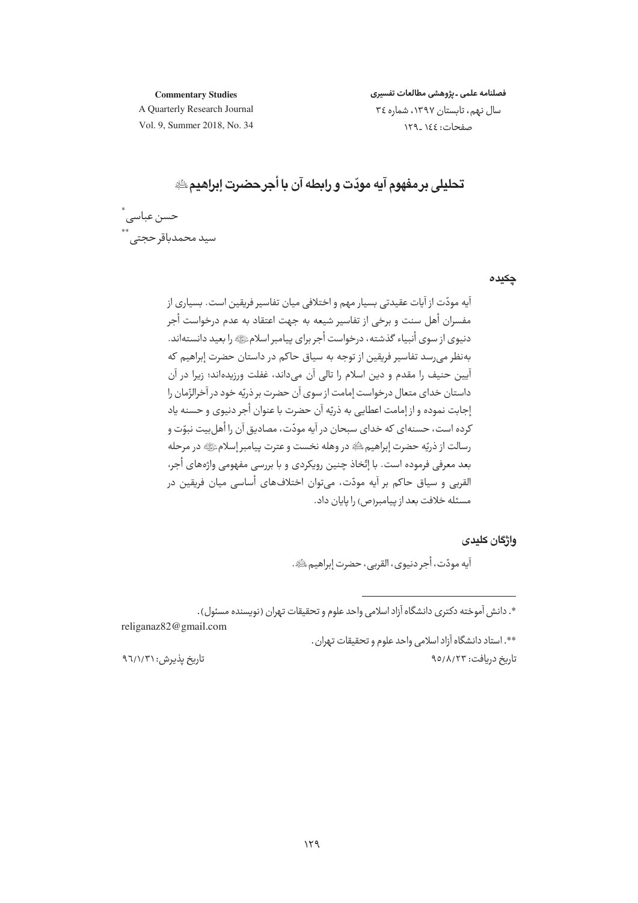**Commentary Studies**
A Quarterly Research Journal
Vol. 9, Summer 2018, No. 34

**فصلنامه علمی ـ پژوهشی مطالعات تفسیری**
سال نهم، تابستان ۱۳۹۷، شماره ۳٤
صفحات: ۱٤٤ ـ ۱۲۹

# تحلیلی بر مفهوم آیه مودّت و رابطه آن با أجر حضرت إبراهیم ﷺ

حسن عباسی [*]
سید محمدباقر حجتی [**]

## چکیده

آیه مودّت از آیات عقیدتی بسیار مهم و اختلافی میان تفاسیر فریقین است. بسیاری از مفسران أهل سنت و برخی از تفاسیر شیعه به جهت اعتقاد به عدم درخواست أجر دنیوی از سوی أنبیاء گذشته، درخواست أجر برای پیامبر اسلام ﷺ را بعید دانسته‌اند. به‌نظر می‌رسد تفاسیر فریقین از توجه به سیاق حاکم در داستان حضرت إبراهیم که آیین حنیف را مقدم و دین اسلام را تالی آن می‌داند، غفلت ورزیده‌اند؛ زیرا در آن داستان خدای متعال درخواست إمامت از سوی آن حضرت بر ذریّه خود در آخرالزّمان را إجابت نموده و از إمامت اعطایی به ذریّه آن حضرت با عنوان أجر دنیوی و حسنه یاد کرده است، حسنه‌ای که خدای سبحان در آیه مودّت، مصادیق آن را أهل‌بیت نبوّت و رسالت از ذریّه حضرت إبراهیم ﷺ در وهله نخست و عترت پیامبر إسلام ﷺ در مرحله بعد معرفی فرموده است. با إتّخاذ چنین رویکردی و با بررسی مفهومی واژه‌های أجر، القربی و سیاق حاکم بر آیه مودّت، می‌توان اختلاف‌های أساسی میان فریقین در مسئله خلافت بعد از پیامبر(ص) را پایان داد.

## واژگان کلیدی

آیه مودّت، أجر دنیوی، القربی، حضرت إبراهیم ﷺ.

---

*. دانش آموخته دکتری دانشگاه آزاد اسلامی واحد علوم و تحقیقات تهران (نویسنده مسئول).
religanaz82@gmail.com

**. استاد دانشگاه آزاد اسلامی واحد علوم و تحقیقات تهران.

تاریخ دریافت: ۹۵/۸/۲۳ — تاریخ پذیرش: ۹۶/۱/۳۱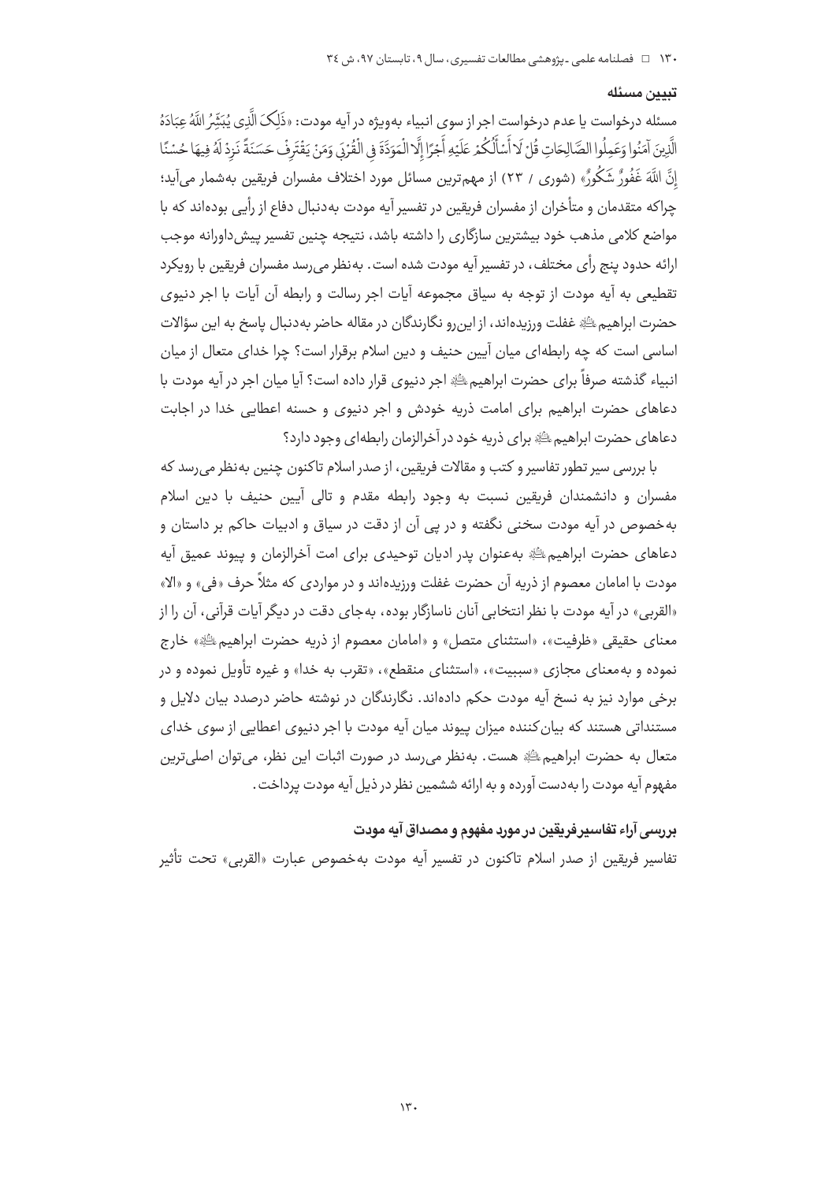### تبیین مسئله

مسئله درخواست یا عدم درخواست اجر از سوی انبیاء به‌ویژه در آیه مودت: «ذَلِکَ الَّذِی یُبَشِّرُ اللَّهُ عِبَادَهُ الَّذِینَ آمَنُوا وَعَمِلُوا الصَّالِحَاتِ قُلْ لَا أَسْأَلُکُمْ عَلَیْهِ أَجْرًا إِلَّا الْمَوَدَّةَ فِی الْقُرْبَى وَمَنْ یَقْتَرِفْ حَسَنَةً نَزِدْ لَهُ فِیهَا حُسْنًا إِنَّ اللَّهَ غَفُورٌ شَکُورٌ» (شوری / ۲۳) از مهم‌ترین مسائل مورد اختلاف مفسران فریقین به‌شمار می‌آید؛ چراکه متقدمان و متأخران از مفسران فریقین در تفسیر آیه مودت به‌دنبال دفاع از رأیی بوده‌اند که با مواضع کلامی مذهب خود بیشترین سازگاری را داشته باشد، نتیجه چنین تفسیر پیش‌داورانه موجب ارائه حدود پنج رأی مختلف، در تفسیر آیه مودت شده است. به‌نظر می‌رسد مفسران فریقین با رویکرد تقطیعی به آیه مودت از توجه به سیاق مجموعه آیات اجر رسالت و رابطه آن آیات با اجر دنیوی حضرت ابراهیم علیه السلام غفلت ورزیده‌اند، از این‌رو نگارندگان در مقاله حاضر به‌دنبال پاسخ به این سؤالات اساسی است که چه رابطه‌ای میان آیین حنیف و دین اسلام برقرار است؟ چرا خدای متعال از میان انبیاء گذشته صرفاً برای حضرت ابراهیم علیه السلام اجر دنیوی قرار داده است؟ آیا میان اجر در آیه مودت با دعاهای حضرت ابراهیم برای امامت ذریه خودش و اجر دنیوی و حسنه اعطایی خدا در اجابت دعاهای حضرت ابراهیم علیه السلام برای ذریه خود در آخرالزمان رابطه‌ای وجود دارد؟

با بررسی سیر تطور تفاسیر و کتب و مقالات فریقین، از صدر اسلام تاکنون چنین به‌نظر می‌رسد که مفسران و دانشمندان فریقین نسبت به وجود رابطه مقدم و تالی آیین حنیف با دین اسلام به‌خصوص در آیه مودت سخنی نگفته و در پی آن از دقت در سیاق و ادبیات حاکم بر داستان و دعاهای حضرت ابراهیم علیه السلام به‌عنوان پدر ادیان توحیدی برای امت آخرالزمان و پیوند عمیق آیه مودت با امامان معصوم از ذریه آن حضرت غفلت ورزیده‌اند و در مواردی که مثلاً حرف «فی» و «الا» «القربی» در آیه مودت با نظر انتخابی آنان ناسازگار بوده، به‌جای دقت در دیگر آیات قرآنی، آن را از معنای حقیقی «ظرفیت»، «استثنای متصل» و «امامان معصوم از ذریه حضرت ابراهیم علیه السلام» خارج نموده و به‌معنای مجازی «سببیت»، «استثنای منقطع»، «تقرب به خدا» و غیره تأویل نموده و در برخی موارد نیز به نسخ آیه مودت حکم داده‌اند. نگارندگان در نوشته حاضر درصدد بیان دلایل و مستنداتی هستند که بیان‌کننده میزان پیوند میان آیه مودت با اجر دنیوی اعطایی از سوی خدای متعال به حضرت ابراهیم علیه السلام هست. به‌نظر می‌رسد در صورت اثبات این نظر، می‌توان اصلی‌ترین مفهوم آیه مودت را به‌دست آورده و به ارائه ششمین نظر در ذیل آیه مودت پرداخت.

### بررسی آراء تفاسیر فریقین در مورد مفهوم و مصداق آیه مودت

تفاسیر فریقین از صدر اسلام تاکنون در تفسیر آیه مودت به‌خصوص عبارت «القربی» تحت تأثیر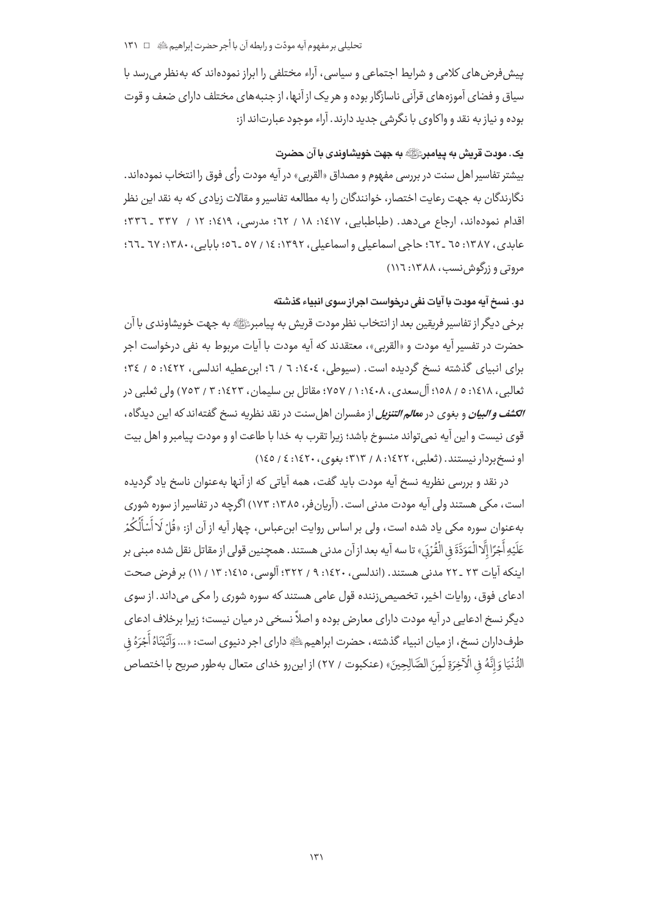پیش‌فرض‌های کلامی و شرایط اجتماعی و سیاسی، آراء مختلفی را ابراز نموده‌اند که به‌نظر می‌رسد با سیاق و فضای آموزه‌های قرآنی ناسازگار بوده و هر یک از آنها، از جنبه‌های مختلف دارای ضعف و قوت بوده و نیاز به نقد و واکاوی با نگرشی جدید دارند. آراء موجود عبارت‌اند از:

### یک. مودت قریش به پیامبر ﷺ به جهت خویشاوندی با آن حضرت

بیشتر تفاسیر اهل سنت در بررسی مفهوم و مصداق «القربی» در آیه مودت رأی فوق را انتخاب نموده‌اند. نگارندگان به جهت رعایت اختصار، خوانندگان را به مطالعه تفاسیر و مقالات زیادی که به نقد این نظر اقدام نموده‌اند، ارجاع می‌دهد. (طباطبایی، ۱۴۱۷: ۱۸ / ۶۲؛ مدرسی، ۱۴۱۹: ۱۲ / ۳۳۷ ـ ۳۳۶؛ عابدی، ۱۳۸۷: ۶۵ ـ ۶۲؛ حاجی اسماعیلی و اسماعیلی، ۱۳۹۲: ۱۴ / ۵۷ ـ ۵۶؛ بابایی، ۱۳۸۰: ۶۷ ـ ۶۶؛ مروتی و زرگوش‌نسب، ۱۳۸۸: ۱۱۶)

### دو. نسخ آیه مودت با آیات نفی درخواست اجر از سوی انبیاء گذشته

برخی دیگر از تفاسیر فریقین بعد از انتخاب نظر مودت قریش به پیامبر ﷺ به جهت خویشاوندی با آن حضرت در تفسیر آیه مودت و «القربی»، معتقدند که آیه مودت با آیات مربوط به نفی درخواست اجر برای انبیای گذشته نسخ گردیده است. (سیوطی، ۱۴۰۴: ۶ / ۶؛ ابن‌عطیه اندلسی، ۱۴۲۲: ۵ / ۳۴؛ ثعالبی، ۱۴۱۸: ۵ / ۱۵۸؛ آل‌سعدی، ۱۴۰۸: ۱ / ۷۵۷؛ مقاتل بن سلیمان، ۱۴۲۳: ۳ / ۷۵۳) ولی ثعلبی در ***الکشف و البیان*** و بغوی در ***معالم التنزیل*** از مفسران اهل‌سنت در نقد نظریه نسخ گفته‌اند که این دیدگاه، قوی نیست و این آیه نمی‌تواند منسوخ باشد؛ زیرا تقرب به خدا با طاعت او و مودت پیامبر و اهل بیت او نسخ‌بردار نیستند. (ثعلبی، ۱۴۲۲: ۸ / ۳۱۳؛ بغوی، ۱۴۲۰: ۴ / ۱۴۵)

در نقد و بررسی نظریه نسخ آیه مودت باید گفت، همه آیاتی که از آنها به‌عنوان ناسخ یاد گردیده است، مکی هستند ولی آیه مودت مدنی است. (آریان‌فر، ۱۳۸۵: ۱۷۳) اگرچه در تفاسیر از سوره شوری به‌عنوان سوره مکی یاد شده است، ولی بر اساس روایت ابن‌عباس، چهار آیه از آن از: «قُلْ لَا أَسْأَلُكُمْ عَلَيْهِ أَجْرًا إِلَّا الْمَوَدَّةَ فِي الْقُرْبَىٰ» تا سه آیه بعد از آن مدنی هستند. همچنین قولی از مقاتل نقل شده مبنی بر اینکه آیات ۲۳ ـ ۲۲ مدنی هستند. (اندلسی، ۱۴۲۰: ۹ / ۳۲۲؛ آلوسی، ۱۴۱۵: ۱۳ / ۱۱) بر فرض صحت ادعای فوق، روایات اخیر، تخصیص‌زننده قول عامی هستند که سوره شوری را مکی می‌داند. از سوی دیگر نسخ ادعایی در آیه مودت دارای معارض بوده و اصلاً نسخی در میان نیست؛ زیرا برخلاف ادعای طرف‌داران نسخ، از میان انبیاء گذشته، حضرت ابراهیم ﷺ دارای اجر دنیوی است: «... وَآتَيْنَاهُ أَجْرَهُ فِي الدُّنْيَا وَإِنَّهُ فِي الْآخِرَةِ لَمِنَ الصَّالِحِينَ» (عنکبوت / ۲۷) از این‌رو خدای متعال به‌طور صریح با اختصاص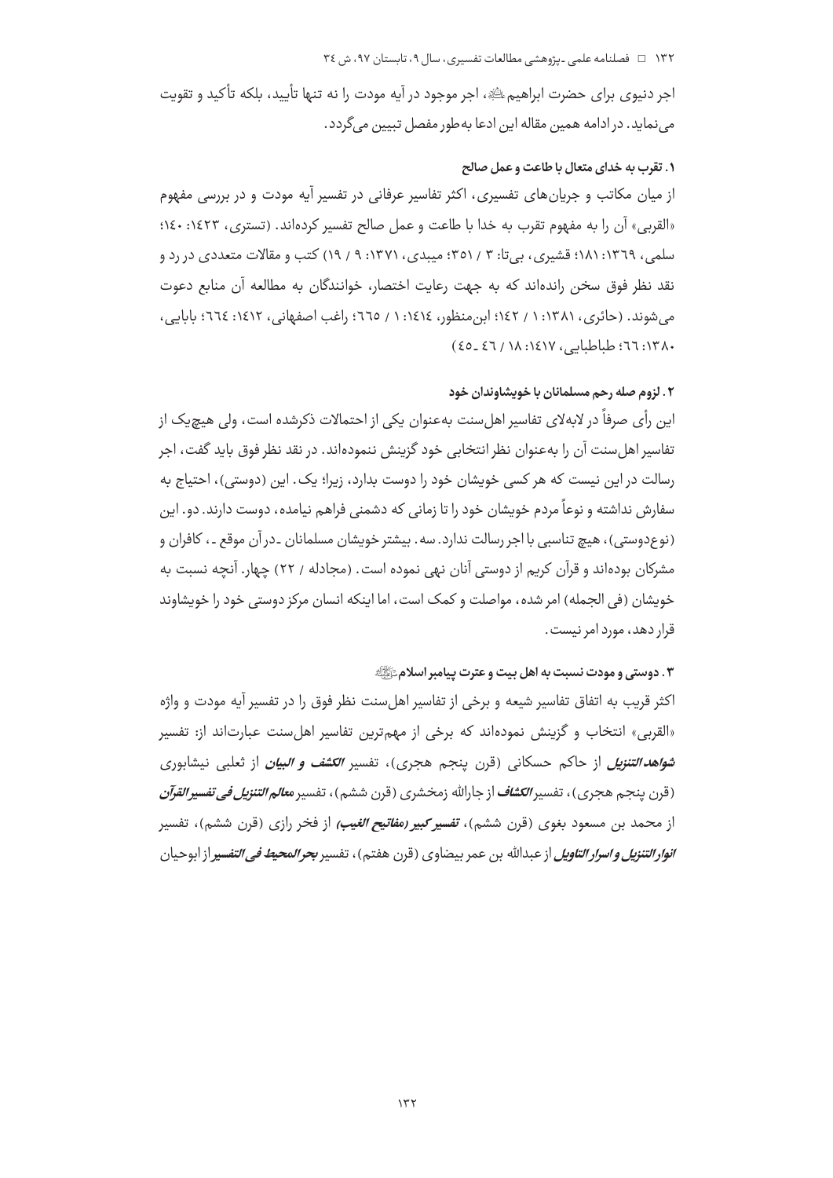اجر دنیوی برای حضرت ابراهیم ﷺ، اجر موجود در آیه مودت را نه تنها تأیید، بلکه تأکید و تقویت می‌نماید. در ادامه همین مقاله این ادعا به‌طور مفصل تبیین می‌گردد.

### ۱. تقرب به خدای متعال با طاعت و عمل صالح

از میان مکاتب و جریان‌های تفسیری، اکثر تفاسیر عرفانی در تفسیر آیه مودت و در بررسی مفهوم «القربی» آن را به مفهوم تقرب به خدا با طاعت و عمل صالح تفسیر کرده‌اند. (تستری، ۱۴۲۳: ۱۴۰؛ سلمی، ۱۳۶۹: ۱۸۱؛ قشیری، بی‌تا: ۳ / ۳۵۱؛ میبدی، ۱۳۷۱: ۹ / ۱۹) کتب و مقالات متعددی در رد و نقد نظر فوق سخن رانده‌اند که به جهت رعایت اختصار، خوانندگان به مطالعه آن منابع دعوت می‌شوند. (حائری، ۱۳۸۱: ۱ / ۱۴۲؛ ابن‌منظور، ۱۴۱۴: ۱ / ۶۶۵؛ راغب اصفهانی، ۱۴۱۲: ۶۶۴؛ بابایی، ۱۳۸۰: ۶۶؛ طباطبایی، ۱۴۱۷: ۱۸ / ۴۶ ـ ۴۵)

### ۲. لزوم صله رحم مسلمانان با خویشاوندان خود

این رأی صرفاً در لابه‌لای تفاسیر اهل‌سنت به‌عنوان یکی از احتمالات ذکرشده است، ولی هیچ‌یک از تفاسیر اهل‌سنت آن را به‌عنوان نظر انتخابی خود گزینش ننموده‌اند. در نقد نظر فوق باید گفت، اجر رسالت در این نیست که هر کسی خویشان خود را دوست بدارد، زیرا؛ یک. این (دوستی)، احتیاج به سفارش نداشته و نوعاً مردم خویشان خود را تا زمانی که دشمنی فراهم نیامده، دوست دارند. دو. این (نوع‌دوستی)، هیچ تناسبی با اجر رسالت ندارد. سه. بیشتر خویشان مسلمانان ـ درآن موقع ـ، کافران و مشرکان بوده‌اند و قرآن کریم از دوستی آنان نهی نموده است. (مجادله / ۲۲) چهار. آنچه نسبت به خویشان (فی الجمله) امر شده، مواصلت و کمک است، اما اینکه انسان مرکز دوستی خود را خویشاوند قرار دهد، مورد امر نیست.

### ۳. دوستی و مودت نسبت به اهل بیت و عترت پیامبر اسلام ﷺ

اکثر قریب به اتفاق تفاسیر شیعه و برخی از تفاسیر اهل‌سنت نظر فوق را در تفسیر آیه مودت و واژه «القربی» انتخاب و گزینش نموده‌اند که برخی از مهم‌ترین تفاسیر اهل‌سنت عبارت‌اند از: تفسیر ***شواهد التنزیل*** از حاکم حسکانی (قرن پنجم هجری)، تفسیر ***الکشف و البیان*** از ثعلبی نیشابوری (قرن پنجم هجری)، تفسیر ***الکشاف*** از جارالله زمخشری (قرن ششم)، تفسیر ***معالم التنزیل فی تفسیر القرآن*** از محمد بن مسعود بغوی (قرن ششم)، ***تفسیر کبیر (مفاتیح الغیب)*** از فخر رازی (قرن ششم)، تفسیر ***انوار التنزیل و اسرار التاویل*** از عبدالله بن عمر بیضاوی (قرن هفتم)، تفسیر ***بحر المحیط فی التفسیر*** از ابوحیان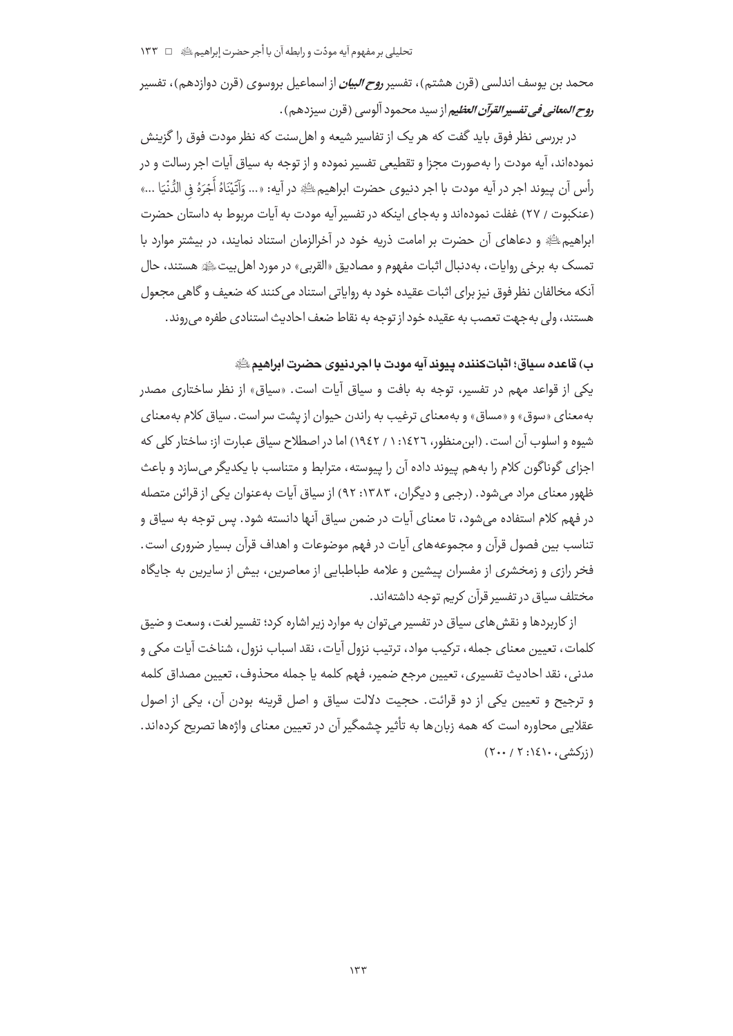محمد بن یوسف اندلسی (قرن هشتم)، تفسیر ***روح البیان*** از اسماعیل بروسوی (قرن دوازدهم)، تفسیر ***روح المعانی فی تفسیر القرآن العظیم*** از سید محمود آلوسی (قرن سیزدهم).

در بررسی نظر فوق باید گفت که هر یک از تفاسیر شیعه و اهل‌سنت که نظر مودت فوق را گزینش نموده‌اند، آیه مودت را به‌صورت مجزا و تقطیعی تفسیر نموده و از توجه به سیاق آیات اجر رسالت و در رأس آن پیوند اجر در آیه مودت با اجر دنیوی حضرت ابراهیم ﷺ در آیه: «... وَآتَيْنَاهُ أَجْرَهُ فِي الدُّنْيَا ...» (عنکبوت / ۲۷) غفلت نموده‌اند و به‌جای اینکه در تفسیر آیه مودت به آیات مربوط به داستان حضرت ابراهیم ﷺ و دعاهای آن حضرت بر امامت ذریه خود در آخرالزمان استناد نمایند، در بیشتر موارد با تمسک به برخی روایات، به‌دنبال اثبات مفهوم و مصادیق «القربی» در مورد اهل‌بیت ﷺ هستند، حال آنکه مخالفان نظر فوق نیز برای اثبات عقیده خود به روایاتی استناد می‌کنند که ضعیف و گاهی مجعول هستند، ولی به‌جهت تعصب به عقیده خود از توجه به نقاط ضعف احادیث استنادی طفره می‌روند.

### ب) قاعده سیاق؛ اثبات‌کننده پیوند آیه مودت با اجر دنیوی حضرت ابراهیم ﷺ

یکی از قواعد مهم در تفسیر، توجه به بافت و سیاق آیات است. «سیاق» از نظر ساختاری مصدر به‌معنای «سوق» و «مساق» و به‌معنای ترغیب به راندن حیوان از پشت سر است. سیاق کلام به‌معنای شیوه و اسلوب آن است. (ابن‌منظور، ۱۴۲۶: ۱ / ۱۹۴۲) اما در اصطلاح سیاق عبارت از: ساختار کلی که اجزای گوناگون کلام را به‌هم پیوند داده آن را پیوسته، مترابط و متناسب با یکدیگر می‌سازد و باعث ظهور معنای مراد می‌شود. (رجبی و دیگران، ۱۳۸۳: ۹۲) از سیاق آیات به‌عنوان یکی از قرائن متصله در فهم کلام استفاده می‌شود، تا معنای آیات در ضمن سیاق آنها دانسته شود. پس توجه به سیاق و تناسب بین فصول قرآن و مجموعه‌های آیات در فهم موضوعات و اهداف قرآن بسیار ضروری است. فخر رازی و زمخشری از مفسران پیشین و علامه طباطبایی از معاصرین، بیش از سایرین به جایگاه مختلف سیاق در تفسیر قرآن کریم توجه داشته‌اند.

از کاربردها و نقش‌های سیاق در تفسیر می‌توان به موارد زیر اشاره کرد؛ تفسیر لغت، وسعت و ضیق کلمات، تعیین معنای جمله، ترکیب مواد، ترتیب نزول آیات، نقد اسباب نزول، شناخت آیات مکی و مدنی، نقد احادیث تفسیری، تعیین مرجع ضمیر، فهم کلمه یا جمله محذوف، تعیین مصداق کلمه و ترجیح و تعیین یکی از دو قرائت. حجیت دلالت سیاق و اصل قرینه بودن آن، یکی از اصول عقلایی محاوره است که همه زبان‌ها به تأثیر چشمگیر آن در تعیین معنای واژه‌ها تصریح کرده‌اند. (زرکشی، ۱۴۱۰: ۲ / ۲۰۰)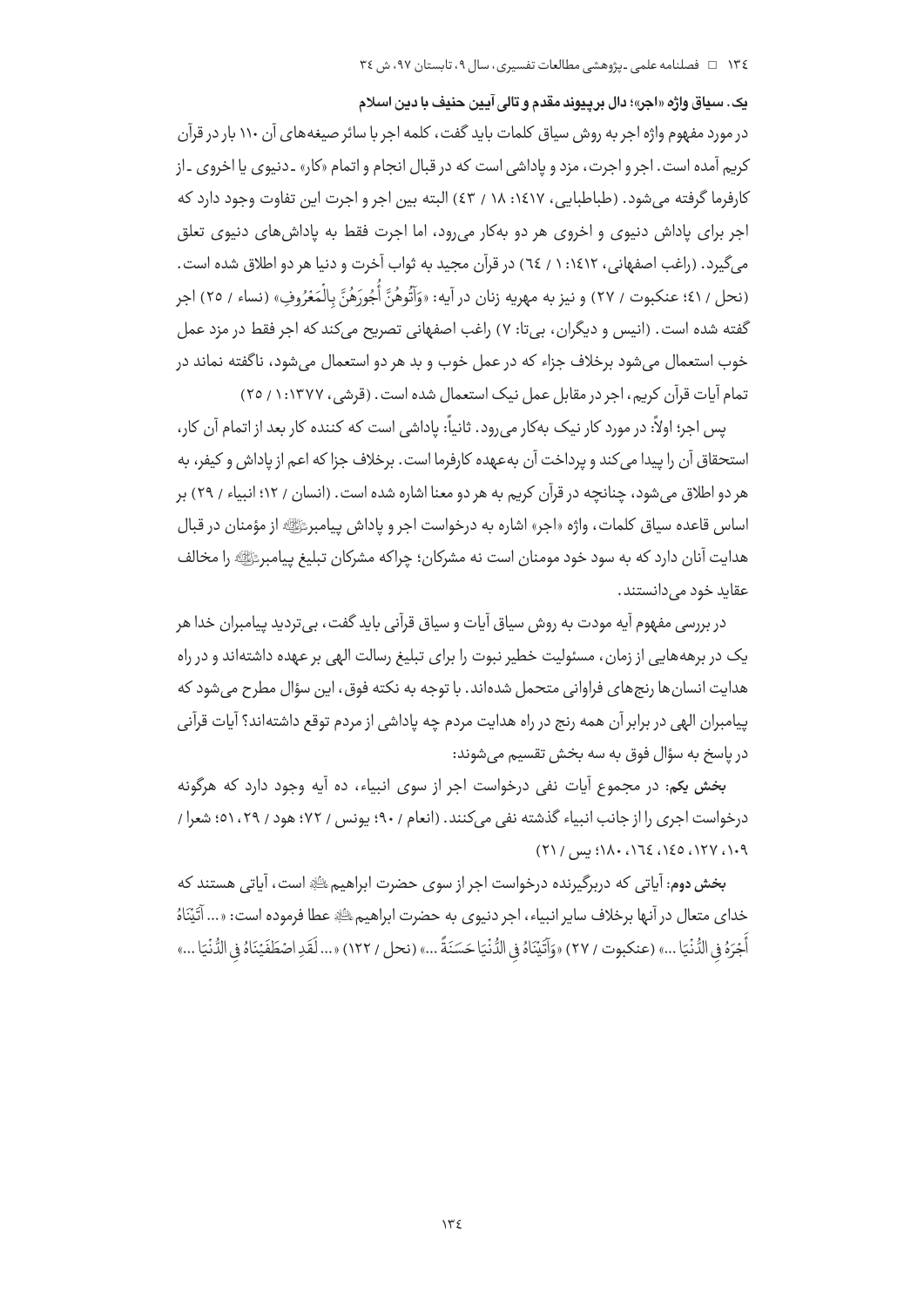**یک. سیاق واژه «اجر»؛ دال بر پیوند مقدم و تالی آیین حنیف با دین اسلام**

در مورد مفهوم واژه اجر به روش سیاق کلمات باید گفت، کلمه اجر با سائر صیغه‌های آن ۱۱۰ بار در قرآن کریم آمده است. اجر و اجرت، مزد و پاداشی است که در قبال انجام و اتمام «کار» ـ دنیوی یا اخروی ـ از کارفرما گرفته می‌شود. (طباطبایی، ۱۴۱۷: ۱۸ / ۴۳) البته بین اجر و اجرت این تفاوت وجود دارد که اجر برای پاداش دنیوی و اخروی هر دو به‌کار می‌رود، اما اجرت فقط به پاداش‌های دنیوی تعلق می‌گیرد. (راغب اصفهانی، ۱۴۱۲: ۱ / ۶۴) در قرآن مجید به ثواب آخرت و دنیا هر دو اطلاق شده است. (نحل / ۴۱؛ عنکبوت / ۲۷) و نیز به مهریه زنان در آیه: «وَآتُوهُنَّ أُجُورَهُنَّ بِالْمَعْرُوفِ» (نساء / ۲۵) اجر گفته شده است. (انیس و دیگران، بی‌تا: ۷) راغب اصفهانی تصریح می‌کند که اجر فقط در مزد عمل خوب استعمال می‌شود برخلاف جزاء که در عمل خوب و بد هر دو استعمال می‌شود، ناگفته نماند در تمام آیات قرآن کریم، اجر در مقابل عمل نیک استعمال شده است. (قرشی، ۱۳۷۷: ۱ / ۲۵)

پس اجر؛ اولاً: در مورد کار نیک به‌کار می‌رود. ثانیاً: پاداشی است که کننده کار بعد از اتمام آن کار، استحقاق آن را پیدا می‌کند و پرداخت آن به‌عهده کارفرما است. برخلاف جزا که اعم از پاداش و کیفر، به هر دو اطلاق می‌شود، چنانچه در قرآن کریم به هر دو معنا اشاره شده است. (انسان / ۱۲؛ انبیاء / ۲۹) بر اساس قاعده سیاق کلمات، واژه «اجر» اشاره به درخواست اجر و پاداش پیامبر ﷺ از مؤمنان در قبال هدایت آنان دارد که به سود خود مومنان است نه مشرکان؛ چراکه مشرکان تبلیغ پیامبر ﷺ را مخالف عقاید خود می‌دانستند.

در بررسی مفهوم آیه مودت به روش سیاق آیات و سیاق قرآنی باید گفت، بی‌تردید پیامبران خدا هر یک در برهه‌هایی از زمان، مسئولیت خطیر نبوت را برای تبلیغ رسالت الهی بر عهده داشته‌اند و در راه هدایت انسان‌ها رنج‌های فراوانی متحمل شده‌اند. با توجه به نکته فوق، این سؤال مطرح می‌شود که پیامبران الهی در برابر آن همه رنج در راه هدایت مردم چه پاداشی از مردم توقع داشته‌اند؟ آیات قرآنی در پاسخ به سؤال فوق به سه بخش تقسیم می‌شوند:

**بخش یکم**: در مجموع آیات نفی درخواست اجر از سوی انبیاء، ده آیه وجود دارد که هرگونه درخواست اجری را از جانب انبیاء گذشته نفی می‌کنند. (انعام / ۹۰؛ یونس / ۷۲؛ هود / ۲۹، ۵۱؛ شعرا / ۱۰۹، ۱۲۷، ۱۴۵، ۱۶۴، ۱۸۰؛ یس / ۲۱)

**بخش دوم**: آیاتی که دربرگیرنده درخواست اجر از سوی حضرت ابراهیم ﷺ است، آیاتی هستند که خدای متعال در آنها برخلاف سایر انبیاء، اجر دنیوی به حضرت ابراهیم ﷺ عطا فرموده است: «... آتَيْنَاهُ أَجْرَهُ فِي الدُّنْيَا ...» (عنکبوت / ۲۷) «وَآتَيْنَاهُ فِي الدُّنْيَا حَسَنَةً ...» (نحل / ۱۲۲) «... لَقَدِ اصْطَفَيْنَاهُ فِي الدُّنْيَا ...»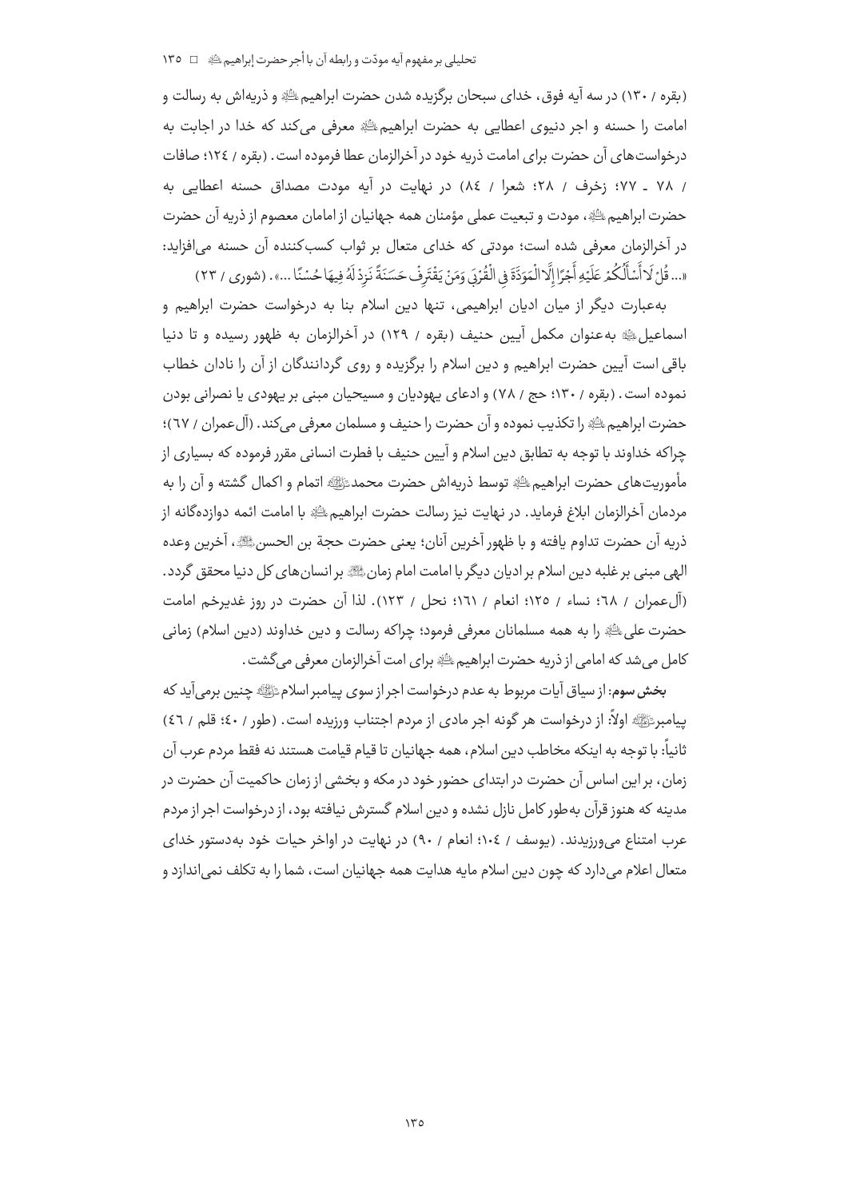(بقره / ۱۳۰) در سه آیه فوق، خدای سبحان برگزیده شدن حضرت ابراهیم علیه‌السلام و ذریه‌اش به رسالت و امامت را حسنه و اجر دنیوی اعطایی به حضرت ابراهیم علیه‌السلام معرفی می‌کند که خدا در اجابت به درخواست‌های آن حضرت برای امامت ذریه خود در آخرالزمان عطا فرموده است. (بقره / ۱۲٤؛ صافات / ۷۸ ـ ۷۷؛ زخرف / ۲۸؛ شعرا / ۸٤) در نهایت در آیه مودت مصداق حسنه اعطایی به حضرت ابراهیم علیه‌السلام، مودت و تبعیت عملی مؤمنان همه جهانیان از امامان معصوم از ذریه آن حضرت در آخرالزمان معرفی شده است؛ مودتی که خدای متعال بر ثواب کسب‌کننده آن حسنه می‌افزاید: «... قُلْ لَا أَسْأَلُكُمْ عَلَيْهِ أَجْرًا إِلَّا الْمَوَدَّةَ فِي الْقُرْبَى وَمَنْ يَقْتَرِفْ حَسَنَةً نَزِدْ لَهُ فِيهَا حُسْنًا ...». (شوری / ۲۳)

به‌عبارت دیگر از میان ادیان ابراهیمی، تنها دین اسلام بنا به درخواست حضرت ابراهیم و اسماعیل علیهما‌السلام به‌عنوان مکمل آیین حنیف (بقره / ۱۲۹) در آخرالزمان به ظهور رسیده و تا دنیا باقی است آیین حضرت ابراهیم و دین اسلام را برگزیده و روی گردانندگان از آن را نادان خطاب نموده است. (بقره / ۱۳۰؛ حج / ۷۸) و ادعای یهودیان و مسیحیان مبنی بر یهودی یا نصرانی بودن حضرت ابراهیم علیه‌السلام را تکذیب نموده و آن حضرت را حنیف و مسلمان معرفی می‌کند. (آل‌عمران / ٦۷)؛ چراکه خداوند با توجه به تطابق دین اسلام و آیین حنیف با فطرت انسانی مقرر فرموده که بسیاری از مأموریت‌های حضرت ابراهیم علیه‌السلام توسط ذریه‌اش حضرت محمد صلی‌الله‌علیه‌وآله اتمام و اکمال گشته و آن را به مردمان آخرالزمان ابلاغ فرماید. در نهایت نیز رسالت حضرت ابراهیم علیه‌السلام با امامت ائمه دوازده‌گانه از ذریه آن حضرت تداوم یافته و با ظهور آخرین آنان؛ یعنی حضرت حجة بن الحسن عجل‌الله‌فرجه، آخرین وعده الهی مبنی بر غلبه دین اسلام بر ادیان دیگر با امامت امام زمان عجل‌الله‌فرجه بر انسان‌های کل دنیا محقق گردد. (آل‌عمران / ٦۸؛ نساء / ۱۲٥؛ انعام / ۱٦۱؛ نحل / ۱۲۳). لذا آن حضرت در روز غدیرخم امامت حضرت علی علیه‌السلام را به همه مسلمانان معرفی فرمود؛ چراکه رسالت و دین خداوند (دین اسلام) زمانی کامل می‌شد که امامی از ذریه حضرت ابراهیم علیه‌السلام برای امت آخرالزمان معرفی می‌گشت.

**بخش سوم**: از سیاق آیات مربوط به عدم درخواست اجر از سوی پیامبر اسلام صلی‌الله‌علیه‌وآله چنین برمی‌آید که پیامبر صلی‌الله‌علیه‌وآله اولاً: از درخواست هر گونه اجر مادی از مردم اجتناب ورزیده است. (طور / ٤۰؛ قلم / ٤٦) ثانیاً: با توجه به اینکه مخاطب دین اسلام، همه جهانیان تا قیام قیامت هستند نه فقط مردم عرب آن زمان، بر این اساس آن حضرت در ابتدای حضور خود در مکه و بخشی از زمان حاکمیت آن حضرت در مدینه که هنوز قرآن به‌طور کامل نازل نشده و دین اسلام گسترش نیافته بود، از درخواست اجر از مردم عرب امتناع می‌ورزیدند. (یوسف / ۱۰٤؛ انعام / ۹۰) در نهایت در اواخر حیات خود به‌دستور خدای متعال اعلام می‌دارد که چون دین اسلام مایه هدایت همه جهانیان است، شما را به تکلف نمی‌اندازد و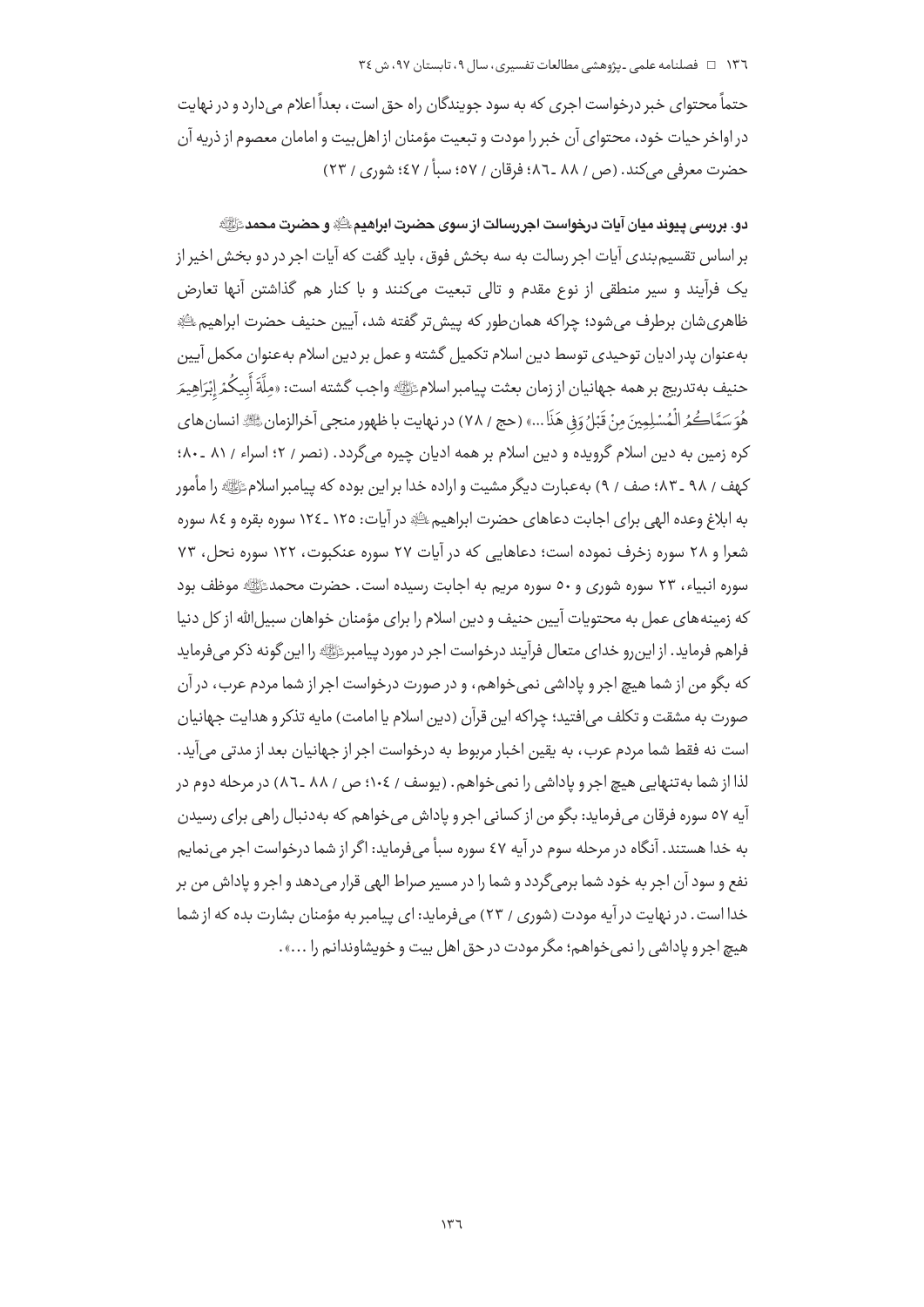حتماً محتوای خبر درخواست اجری که به سود جویندگان راه حق است، بعداً اعلام می‌دارد و در نهایت در اواخر حیات خود، محتوای آن خبر را مودت و تبعیت مؤمنان از اهل‌بیت و امامان معصوم از ذریه آن حضرت معرفی می‌کند. (ص / ۸۸ ـ ۸۶؛ فرقان / ۵۷؛ سبأ / ۴۷؛ شوری / ۲۳)

**دو. بررسی پیوند میان آیات درخواست اجررسالت از سوی حضرت ابراهیم ﷺ و حضرت محمد ﷺ**

بر اساس تقسیم‌بندی آیات اجر رسالت به سه بخش فوق، باید گفت که آیات اجر در دو بخش اخیر از یک فرآیند و سیر منطقی از نوع مقدم و تالی تبعیت می‌کنند و با کنار هم گذاشتن آنها تعارض ظاهری‌شان برطرف می‌شود؛ چراکه همان‌طور که پیش‌تر گفته شد، آیین حنیف حضرت ابراهیم ﷺ به‌عنوان پدر ادیان توحیدی توسط دین اسلام تکمیل گشته و عمل بر دین اسلام به‌عنوان مکمل آیین حنیف به‌تدریج بر همه جهانیان از زمان بعثت پیامبر اسلام ﷺ واجب گشته است: «مِلَّةَ أَبِيكُمْ إِبْرَاهِيمَ هُوَ سَمَّاكُمُ الْمُسْلِمِينَ مِنْ قَبْلُ وَفِي هَذَا ...» (حج / ۷۸) در نهایت با ظهور منجی آخرالزمان ﷺ انسان‌های کره زمین به دین اسلام گرویده و دین اسلام بر همه ادیان چیره می‌گردد. (نصر / ۲؛ اسراء / ۸۱ ـ ۸۰؛ کهف / ۹۸ ـ ۸۳؛ صف / ۹) به‌عبارت دیگر مشیت و اراده خدا بر این بوده که پیامبر اسلام ﷺ را مأمور به ابلاغ وعده الهی برای اجابت دعاهای حضرت ابراهیم ﷺ در آیات: ۱۲۵ ـ ۱۲۴ سوره بقره و ۸۴ سوره شعرا و ۲۸ سوره زخرف نموده است؛ دعاهایی که در آیات ۲۷ سوره عنکبوت، ۱۲۲ سوره نحل، ۷۳ سوره انبیاء، ۲۳ سوره شوری و ۵۰ سوره مریم به اجابت رسیده است. حضرت محمد ﷺ موظف بود که زمینه‌های عمل به محتویات آیین حنیف و دین اسلام را برای مؤمنان خواهان سبیل‌الله از کل دنیا فراهم فرماید. از این‌رو خدای متعال فرآیند درخواست اجر در مورد پیامبر ﷺ را این‌گونه ذکر می‌فرماید که بگو من از شما هیچ اجر و پاداشی نمی‌خواهم، و در صورت درخواست اجر از شما مردم عرب، در آن صورت به مشقت و تکلف می‌افتید؛ چراکه این قرآن (دین اسلام یا امامت) مایه تذکر و هدایت جهانیان است نه فقط شما مردم عرب، به یقین اخبار مربوط به درخواست اجر از جهانیان بعد از مدتی می‌آید. لذا از شما به‌تنهایی هیچ اجر و پاداشی را نمی‌خواهم. (یوسف / ۱۰۴؛ ص / ۸۸ ـ ۸۶) در مرحله دوم در آیه ۵۷ سوره فرقان می‌فرماید: بگو من از کسانی اجر و پاداش می‌خواهم که به‌دنبال راهی برای رسیدن به خدا هستند. آنگاه در مرحله سوم در آیه ۴۷ سوره سبأ می‌فرماید: اگر از شما درخواست اجر می‌نمایم نفع و سود آن اجر به خود شما برمی‌گردد و شما را در مسیر صراط الهی قرار می‌دهد و اجر و پاداش من بر خدا است. در نهایت در آیه مودت (شوری / ۲۳) می‌فرماید: ای پیامبر به مؤمنان بشارت بده که از شما هیچ اجر و پاداشی را نمی‌خواهم؛ مگر مودت در حق اهل بیت و خویشاوندانم را ...».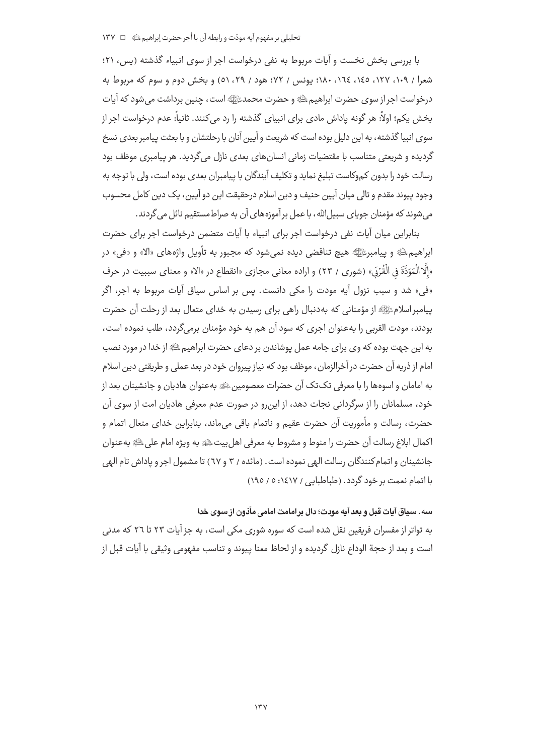با بررسی بخش نخست و آیات مربوط به نفی درخواست اجر از سوی انبیاء گذشته (یس، ۲۱؛ شعرا / ۱۰۹، ۱۲۷، ۱٤٥، ۱٦٤، ۱۸۰؛ یونس / ۷۲؛ هود / ۲۹، ٥۱) و بخش دوم و سوم که مربوط به درخواست اجر از سوی حضرت ابراهیم علیه السلام و حضرت محمد صلی الله علیه و آله است، چنین برداشت می‌شود که آیات بخش یکم؛ اولاً: هر گونه پاداش مادی برای انبیای گذشته را رد می‌کنند. ثانیاً: عدم درخواست اجر از سوی انبیا گذشته، به این دلیل بوده است که شریعت و آیین آنان با رحلتشان و با بعثت پیامبر بعدی نسخ گردیده و شریعتی متناسب با مقتضیات زمانی انسان‌های بعدی نازل می‌گردید. هر پیامبری موظف بود رسالت خود را بدون کم‌وکاست تبلیغ نماید و تکلیف آیندگان با پیامبران بعدی بوده است، ولی با توجه به وجود پیوند مقدم و تالی میان آیین حنیف و دین اسلام درحقیقت این دو آیین، یک دین کامل محسوب می‌شوند که مؤمنان جویای سبیل‌الله، با عمل بر آموزه‌های آن به صراط‌مستقیم نائل می‌گردند.

بنابراین میان آیات نفی درخواست اجر برای انبیاء با آیات متضمن درخواست اجر برای حضرت ابراهیم علیه السلام و پیامبر صلی الله علیه و آله هیچ تناقضی دیده نمی‌شود که مجبور به تأویل واژه‌های «الا» و «فی» در «إِلَّا الْمَوَدَّةَ فِي الْقُرْبَىٰ» (شوری / ۲۳) و اراده معانی مجازی «انقطاع در «الا» و معنای سببیت در حرف «فی» شد و سبب نزول آیه مودت را مکی دانست. پس بر اساس سیاق آیات مربوط به اجر، اگر پیامبر اسلام صلی الله علیه و آله از مؤمنانی که به‌دنبال راهی برای رسیدن به خدای متعال بعد از رحلت آن حضرت بودند، مودت القربی را به‌عنوان اجری که سود آن هم به خود مؤمنان برمی‌گردد، طلب نموده است، به این جهت بوده که وی برای جامه عمل پوشاندن بر دعای حضرت ابراهیم علیه السلام از خدا در مورد نصب امام از ذریه آن حضرت در آخرالزمان، موظف بود که نیاز پیروان خود در بعد عملی و طریقتی دین اسلام به امامان و اسوه‌ها را با معرفی تک‌تک آن حضرات معصومین علیهم السلام به‌عنوان هادیان و جانشینان بعد از خود، مسلمانان را از سرگردانی نجات دهد، از این‌رو در صورت عدم معرفی هادیان امت از سوی آن حضرت، رسالت و مأموریت آن حضرت عقیم و ناتمام باقی می‌ماند، بنابراین خدای متعال اتمام و اکمال ابلاغ رسالت آن حضرت را منوط و مشروط به معرفی اهل‌بیت علیهم السلام به ویژه امام علی علیه السلام به‌عنوان جانشینان و اتمام‌کنندگان رسالت الهی نموده است. (مائده / ۳ و ٦۷) تا مشمول اجر و پاداش تام الهی با اتمام نعمت بر خود گردد. (طباطبایی / ۱٤۱۷: ٥ / ۱۹٥)

### سه. سیاق آیات قبل و بعد آیه مودت؛ دال برامامت امامی مأذون از سوی خدا

به تواتر از مفسران فریقین نقل شده است که سوره شوری مکی است، به جز آیات ۲۳ تا ۲٦ که مدنی است و بعد از حجة الوداع نازل گردیده و از لحاظ معنا پیوند و تناسب مفهومی وثیقی با آیات قبل از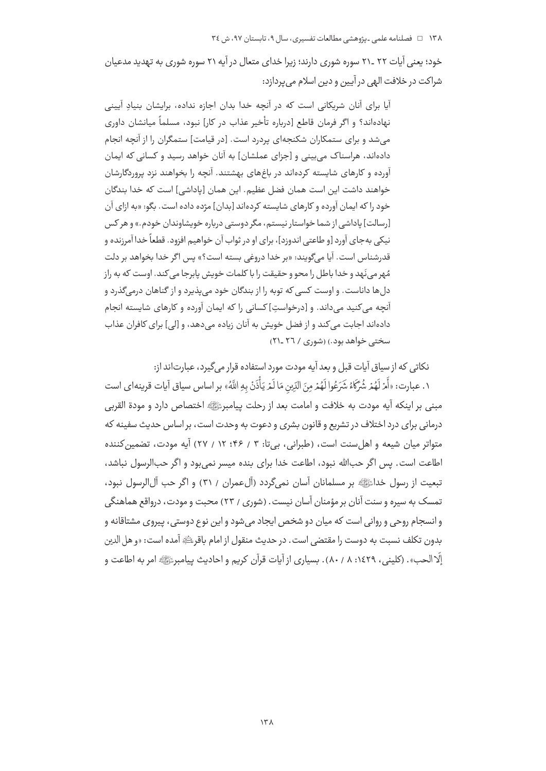خود؛ یعنی آیات ۲۲ ـ۲۱ سوره شوری دارند؛ زیرا خدای متعال در آیه ۲۱ سوره شوری به تهدید مدعیان شراکت در خلافت الهی در آیین و دین اسلام می‌پردازد:

> آیا برای آنان شریکانی است که در آنچه خدا بدان اجازه نداده، برایشان بنیادِ آیینی نهاده‌اند؟ و اگر فرمان قاطع [درباره تأخیر عذاب در کار] نبود، مسلماً میانشان داوری می‌شد و برای ستمکاران شکنجه‌ای پردرد است. [در قیامت] ستمگران را از آنچه انجام داده‌اند، هراسناک می‌بینی و [جزای عملشان] به آنان خواهد رسید و کسانی که ایمان آورده و کارهای شایسته کرده‌اند در باغ‌های بهشتند. آنچه را بخواهند نزد پروردگارشان خواهند داشت این است همان فضل عظیم. این همان [پاداشی] است که خدا بندگان خود را که ایمان آورده و کارهای شایسته کرده‌اند [بدان] مژده داده است. بگو: «به ازای آن [رسالت] پاداشی از شما خواستار نیستم، مگر دوستی درباره خویشاوندان خودم.» و هر کس نیکی به‌جای آورد [و طاعتی اندوزد]، برای او در ثواب آن خواهیم افزود. قطعاً خدا آمرزنده و قدرشناس است. آیا می‌گویند: «بر خدا دروغی بسته است؟» پس اگر خدا بخواهد بر دلت مُهر می‌نَهد و خدا باطل را محو و حقیقت را با کلمات خویش پابرجا می‌کند. اوست که به راز دل‌ها داناست. و اوست کسی که توبه را از بندگان خود می‌پذیرد و از گناهان درمی‌گذرد و آنچه می‌کنید می‌داند. و [درخواستِ] کسانی را که ایمان آورده و کارهای شایسته انجام داده‌اند اجابت می‌کند و از فضل خویش به آنان زیاده می‌دهد، و [لی] برای کافران عذاب سختی خواهد بود.) (شوری / ۲۶ ـ۲۱)

نکاتی که از سیاق آیات قبل و بعد آیه مودت مورد استفاده قرار می‌گیرد، عبارت‌اند از:

۱. عبارت: «أَمْ لَهُمْ شُرَكَاءُ شَرَعُوا لَهُمْ مِنَ الدِّينِ مَا لَمْ يَأْذَنْ بِهِ اللَّهُ» بر اساس سیاق آیات قرینه‌ای است مبنی بر اینکه آیه مودت به خلافت و امامت بعد از رحلت پیامبرﷺ اختصاص دارد و مودة القربی درمانی برای درد اختلاف در تشریع و قانون بشری و دعوت به وحدت است، بر اساس حدیث سفینه که متواتر میان شیعه و اهل‌سنت است، (طبرانی، بی‌تا: ۳ / ۴۶؛ ۱۲ / ۲۷) آیه مودت، تضمین‌کننده اطاعت است. پس اگر حب‌الله نبود، اطاعت خدا برای بنده میسر نمی‌بود و اگر حب‌الرسول نباشد، تبعیت از رسول خداﷺ بر مسلمانان آسان نمی‌گردد (آل‌عمران / ۳۱) و اگر حب آل‌الرسول نبود، تمسک به سیره و سنت آنان بر مؤمنان آسان نیست. (شوری / ۲۳) محبت و مودت، درواقع هماهنگی و انسجام روحی و روانی است که میان دو شخص ایجاد می‌شود و این نوع دوستی، پیروی مشتاقانه و بدون تکلف نسبت به دوست را مقتضی است. در حدیث منقول از امام باقرؑ آمده است: «و هل الدین إلّا الحب». (کلینی، ۱۴۲۹: ۸ / ۸۰). بسیاری از آیات قرآن کریم و احادیث پیامبرﷺ امر به اطاعت و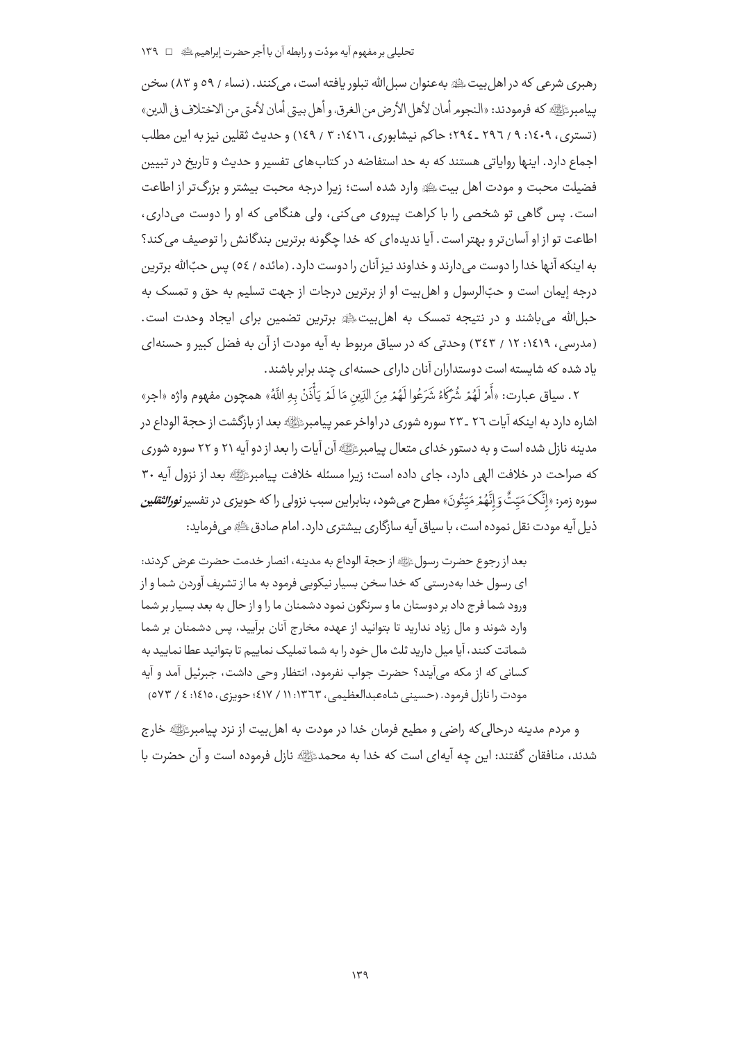رهبری شرعی که در اهل‌بیت ﷺ به‌عنوان سبل‌الله تبلور یافته است، می‌کنند. (نساء / ۵۹ و ۸۳) سخن پیامبر ﷺ که فرمودند: «النجوم أمان لأهل الأرض من الغرق، و أهل بيتي أمان لأمتي من الاختلاف في الدين» (تستری، ۱۴۰۹: ۹ / ۲۹۶ ـ ۲۹۴؛ حاکم نیشابوری، ۱۴۱۶: ۳ / ۱۴۹) و حدیث ثقلین نیز به این مطلب اجماع دارد. اینها روایاتی هستند که به حد استفاضه در کتاب‌های تفسیر و حدیث و تاریخ در تبیین فضیلت محبت و مودت اهل بیت ﷺ وارد شده است؛ زیرا درجه محبت بیشتر و بزرگ‌تر از اطاعت است. پس گاهی تو شخصی را با کراهت پیروی می‌کنی، ولی هنگامی که او را دوست می‌داری، اطاعت تو از او آسان‌تر و بهتر است. آیا ندیده‌ای که خدا چگونه برترین بندگانش را توصیف می‌کند؟ به اینکه آنها خدا را دوست می‌دارند و خداوند نیز آنان را دوست دارد. (مائده / ۵۴) پس حبّ‌الله برترین درجه إیمان است و حبّ‌الرسول و اهل‌بیت او از برترین درجات از جهت تسلیم به حق و تمسک به حبل‌الله می‌باشند و در نتیجه تمسک به اهل‌بیت ﷺ برترین تضمین برای ایجاد وحدت است. (مدرسی، ۱۴۱۹: ۱۲ / ۳۴۳) وحدتی که در سیاق مربوط به آیه مودت از آن به فضل کبیر و حسنه‌ای یاد شده که شایسته است دوستداران آنان دارای حسنه‌ای چند برابر باشند.

۲. سیاق عبارت: «أَمْ لَهُمْ شُرَكَاءُ شَرَعُوا لَهُمْ مِنَ الدِّينِ مَا لَمْ يَأْذَنْ بِهِ اللَّهُ» همچون مفهوم واژه «اجر» اشاره دارد به اینکه آیات ۲۶ ـ ۲۳ سوره شوری در اواخر عمر پیامبر ﷺ بعد از بازگشت از حجة الوداع در مدینه نازل شده است و به دستور خدای متعال پیامبر ﷺ آن آیات را بعد از دو آیه ۲۱ و ۲۲ سوره شوری که صراحت در خلافت الهی دارد، جای داده است؛ زیرا مسئله خلافت پیامبر ﷺ بعد از نزول آیه ۳۰ سوره زمر: «إِنَّكَ مَيِّتٌ وَإِنَّهُمْ مَيِّتُونَ» مطرح می‌شود، بنابراین سبب نزولی را که حویزی در تفسیر ***نورالثقلین*** ذیل آیه مودت نقل نموده است، با سیاق آیه سازگاری بیشتری دارد. امام صادق ﷺ می‌فرماید:

> بعد از رجوع حضرت رسول ﷺ از حجة الوداع به مدینه، انصار خدمت حضرت عرض کردند: ای رسول خدا به‌درستی که خدا سخن بسیار نیکویی فرمود به ما از تشریف آوردن شما و از ورود شما فرج داد بر دوستان ما و سرنگون نمود دشمنان ما را و از حال به بعد بسیار بر شما وارد شوند و مال زیاد ندارید تا بتوانید از عهده مخارج آنان برآیید، پس دشمنان بر شما شماتت کنند، آیا میل دارید ثلث مال خود را به شما تملیک نماییم تا بتوانید عطا نمایید به کسانی که از مکه می‌آیند؟ حضرت جواب نفرمود، انتظار وحی داشت، جبرئیل آمد و آیه مودت را نازل فرمود. (حسینی شاه‌عبدالعظیمی، ۱۳۶۳: ۱۱ / ۴۱۷؛ حویزی، ۱۴۱۵: ۴ / ۵۷۳)

و مردم مدینه درحالی‌که راضی و مطیع فرمان خدا در مودت به اهل‌بیت از نزد پیامبر ﷺ خارج شدند، منافقان گفتند: این چه آیه‌ای است که خدا به محمد ﷺ نازل فرموده است و آن حضرت با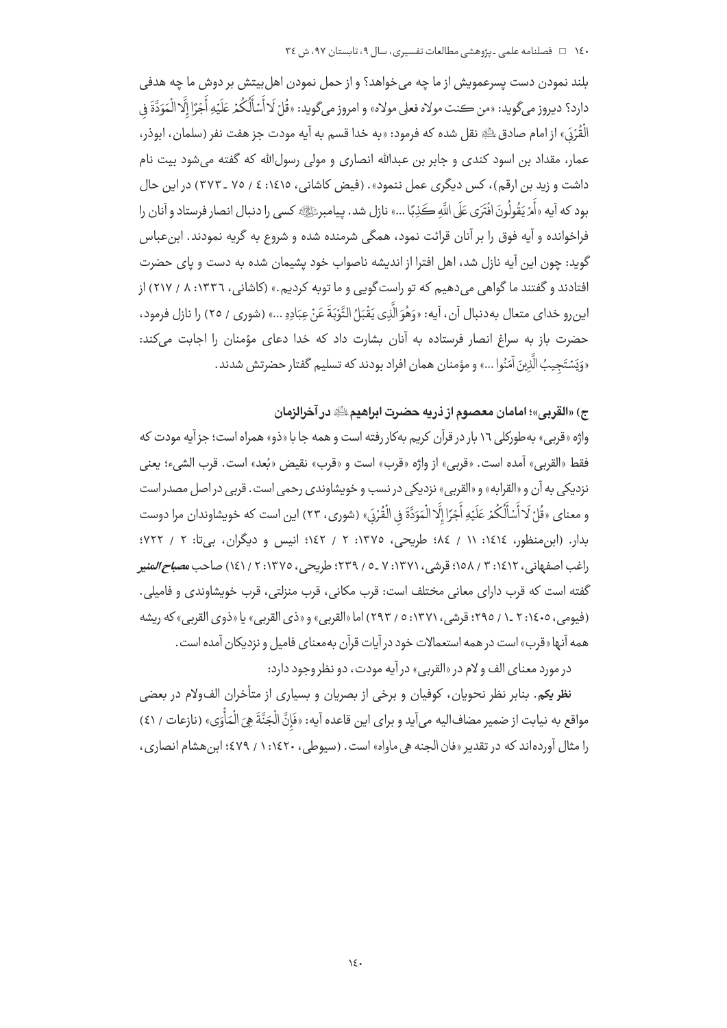بلند نمودن دست پسرعمویش از ما چه می‌خواهد؟ و از حمل نمودن اهل‌بیتش بر دوش ما چه هدفی دارد؟ دیروز می‌گوید: «من کنت مولاه فعلی مولاه» و امروز می‌گوید: «قُلْ لَا أَسْأَلُكُمْ عَلَيْهِ أَجْرًا إِلَّا الْمَوَدَّةَ فِي الْقُرْبَىٰ» از امام صادق ﷺ نقل شده که فرمود: «به خدا قسم به آیه مودت جز هفت نفر (سلمان، ابوذر، عمار، مقداد بن اسود کندی و جابر بن عبدالله انصاری و مولی رسول‌الله که گفته می‌شود بیت نام داشت و زید بن ارقم)، کس دیگری عمل ننمود». (فیض کاشانی، ۱۴۱۵: ۴ / ۷۵ ـ ۳۷۳) در این حال بود که آیه «أَمْ يَقُولُونَ افْتَرَىٰ عَلَى اللَّهِ كَذِبًا ...» نازل شد. پیامبر ﷺ کسی را دنبال انصار فرستاد و آنان را فراخوانده و آیه فوق را بر آنان قرائت نمود، همگی شرمنده شده و شروع به گریه نمودند. ابن‌عباس گوید: چون این آیه نازل شد، اهل افترا از اندیشه ناصواب خود پشیمان شده به دست و پای حضرت افتادند و گفتند ما گواهی می‌دهیم که تو راست‌گویی و ما توبه کردیم.» (کاشانی، ۱۳۳۶: ۸ / ۲۱۷) از این‌رو خدای متعال به‌دنبال آن، آیه: «وَهُوَ الَّذِي يَقْبَلُ التَّوْبَةَ عَنْ عِبَادِهِ ...» (شوری / ۲۵) را نازل فرمود، حضرت باز به سراغ انصار فرستاده به آنان بشارت داد که خدا دعای مؤمنان را اجابت می‌کند: «وَيَسْتَجِيبُ الَّذِينَ آمَنُوا ...» و مؤمنان همان افراد بودند که تسلیم گفتار حضرتش شدند.

### ج) «القربی»؛ امامان معصوم از ذریه حضرت ابراهیم ﷺ در آخرالزمان

واژه «قربی» به‌طورکلی ۱۶ بار در قرآن کریم به‌کار رفته است و همه جا با «ذو» همراه است؛ جز آیه مودت که فقط «القربی» آمده است. «قربی» از واژه «قرب» است و «قرب» نقیض «بُعد» است. قرب الشیء؛ یعنی نزدیکی به آن و «القرابه» و «القربی» نزدیکی در نسب و خویشاوندی رحمی است. قربی در اصل مصدر است و معنای «قُلْ لَا أَسْأَلُكُمْ عَلَيْهِ أَجْرًا إِلَّا الْمَوَدَّةَ فِي الْقُرْبَىٰ» (شوری، ۲۳) این است که خویشاوندان مرا دوست بدار. (ابن‌منظور، ۱۴۱۴: ۱۱ / ۸۴؛ طریحی، ۱۳۷۵: ۲ / ۱۴۲؛ انیس و دیگران، بی‌تا: ۲ / ۷۲۲؛ راغب اصفهانی، ۱۴۱۲: ۳ / ۱۵۸؛ قرشی، ۱۳۷۱: ۷ ـ ۵ / ۲۳۹؛ طریحی، ۱۳۷۵: ۲ / ۱۴۱) صاحب ***مصباح المنیر*** گفته است که قرب دارای معانی مختلف است: قرب مکانی، قرب منزلتی، قرب خویشاوندی و فامیلی. (فیومی، ۱۴۰۵: ۲ ـ ۱ / ۲۹۵؛ قرشی، ۱۳۷۱: ۵ / ۲۹۳) اما «القربی» و «ذی القربی» یا «ذوی القربی» که ریشه همه آنها «قرب» است در همه استعمالات خود در آیات قرآن به‌معنای فامیل و نزدیکان آمده است.

در مورد معنای الف و لام در «القربی» در آیه مودت، دو نظر وجود دارد:

**نظر یکم**. بنابر نظر نحویان، کوفیان و برخی از بصریان و بسیاری از متأخران الف‌ولام در بعضی مواقع به نیابت از ضمیر مضاف‌الیه می‌آید و برای این قاعده آیه: «فَإِنَّ الْجَنَّةَ هِيَ الْمَأْوَىٰ» (نازعات / ۴۱) را مثال آورده‌اند که در تقدیر «فان الجنه هی ماواه» است. (سیوطی، ۱۴۲۰: ۱ / ۴۷۹؛ ابن‌هشام انصاری،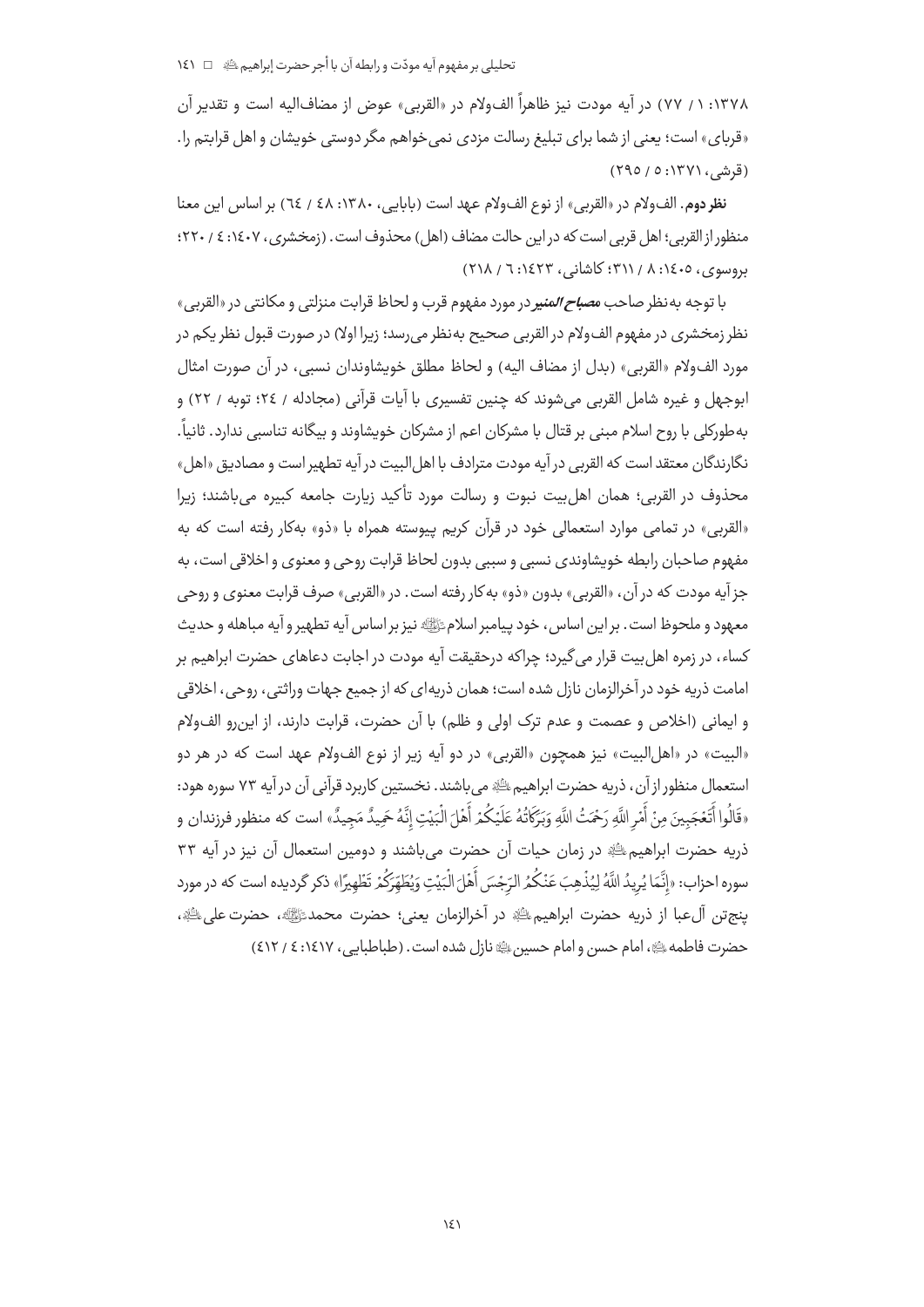۱۳۷۸: ۱ / ۷۷) در آیه مودت نیز ظاهراً الف‌ولام در «القربی» عوض از مضاف‌الیه است و تقدیر آن «قربای» است؛ یعنی از شما برای تبلیغ رسالت مزدی نمی‌خواهم مگر دوستی خویشان و اهل قرابتم را. (قرشی، ۱۳۷۱: ۵ / ۲۹۵)

**نظر دوم**. الف‌ولام در «القربی» از نوع الف‌ولام عهد است (بابایی، ۱۳۸۰: ٤٨ / ٦٤) بر اساس این معنا منظور از القربی؛ اهل قربی است که در این حالت مضاف (اهل) محذوف است. (زمخشری، ۱٤۰۷: ٤ / ۲۲۰؛ بروسوی، ۱٤۰۵: ۸ / ۳۱۱؛ کاشانی، ۱٤۲۳: ٦ / ۲۱۸)

با توجه به‌نظر صاحب ***مصباح المنیر*** در مورد مفهوم قرب و لحاظ قرابت منزلتی و مکانتی در «القربی» نظر زمخشری در مفهوم الف‌ولام در القربی صحیح به‌نظر می‌رسد؛ زیرا اولا) در صورت قبول نظر یکم در مورد الف‌ولام «القربی» (بدل از مضاف الیه) و لحاظ مطلق خویشاوندان نسبی، در آن صورت امثال ابوجهل و غیره شامل القربی می‌شوند که چنین تفسیری با آیات قرآنی (مجادله / ۲٤؛ توبه / ۲۲) و به‌طورکلی با روح اسلام مبنی بر قتال با مشرکان اعم از مشرکان خویشاوند و بیگانه تناسبی ندارد. ثانیاً. نگارندگان معتقد است که القربی در آیه مودت مترادف با اهل‌البیت در آیه تطهیر است و مصادیق «اهل» محذوف در القربی؛ همان اهل‌بیت نبوت و رسالت مورد تأکید زیارت جامعه کبیره می‌باشند؛ زیرا «القربی» در تمامی موارد استعمالی خود در قرآن کریم پیوسته همراه با «ذو» به‌کار رفته است که به مفهوم صاحبان رابطه خویشاوندی نسبی و سببی بدون لحاظ قرابت روحی و معنوی و اخلاقی است، به جز آیه مودت که در آن، «القربی» بدون «ذو» به‌کار رفته است. در «القربی» صرف قرابت معنوی و روحی معهود و ملحوظ است. بر این اساس، خود پیامبر اسلام ﷺ نیز بر اساس آیه تطهیر و آیه مباهله و حدیث کساء، در زمره اهل‌بیت قرار می‌گیرد؛ چراکه درحقیقت آیه مودت در اجابت دعاهای حضرت ابراهیم بر امامت ذریه خود در آخرالزمان نازل شده است؛ همان ذریه‌ای که از جمیع جهات وراثتی، روحی، اخلاقی و ایمانی (اخلاص و عصمت و عدم ترک اولی و ظلم) با آن حضرت، قرابت دارند، از این‌رو الف‌ولام «البیت» در «اهل‌البیت» نیز همچون «القربی» در دو آیه زیر از نوع الف‌ولام عهد است که در هر دو استعمال منظور از آن، ذریه حضرت ابراهیم ؑ می‌باشند. نخستین کاربرد قرآنی آن در آیه ۷۳ سوره هود: «قَالُوا أَتَعْجَبِينَ مِنْ أَمْرِ اللَّهِ رَحْمَتُ اللَّهِ وَبَرَكَاتُهُ عَلَيْكُمْ أَهْلَ الْبَيْتِ إِنَّهُ حَمِيدٌ مَجِيدٌ» است که منظور فرزندان و ذریه حضرت ابراهیم ؑ در زمان حیات آن حضرت می‌باشند و دومین استعمال آن نیز در آیه ۳۳ سوره احزاب: «إِنَّمَا يُرِيدُ اللَّهُ لِيُذْهِبَ عَنْكُمُ الرِّجْسَ أَهْلَ الْبَيْتِ وَيُطَهِّرَكُمْ تَطْهِيرًا» ذکر گردیده است که در مورد پنج‌تن آل‌عبا از ذریه حضرت ابراهیم ؑ در آخرالزمان یعنی؛ حضرت محمد ﷺ، حضرت علی ؑ، حضرت فاطمه ؑ، امام حسن و امام حسین ؑ نازل شده است. (طباطبایی، ۱٤۱۷: ٤ / ٤۱۲)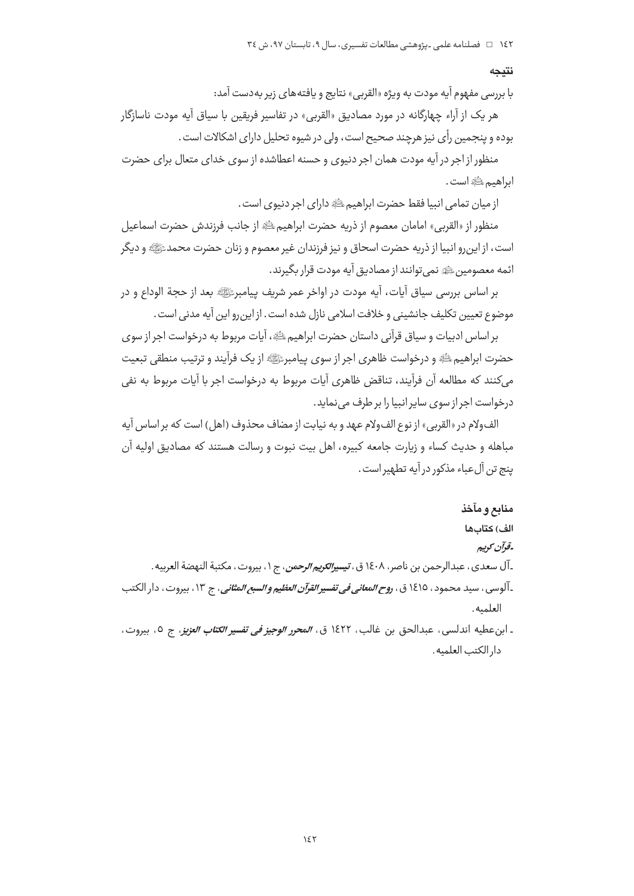## نتیجه

با بررسی مفهوم آیه مودت به ویژه «القربی» نتایج و یافته‌های زیر به‌دست آمد:

هر یک از آراء چهارگانه در مورد مصادیق «القربی» در تفاسیر فریقین با سیاق آیه مودت ناسازگار بوده و پنجمین رأی نیز هرچند صحیح است، ولی در شیوه تحلیل دارای اشکالات است.

منظور از اجر در آیه مودت همان اجر دنیوی و حسنه اعطاشده از سوی خدای متعال برای حضرت ابراهیم علیه‌السلام است.

از میان تمامی انبیا فقط حضرت ابراهیم علیه‌السلام دارای اجر دنیوی است.

منظور از «القربی» امامان معصوم از ذریه حضرت ابراهیم علیه‌السلام از جانب فرزندش حضرت اسماعیل است، از این‌رو انبیا از ذریه حضرت اسحاق و نیز فرزندان غیر معصوم و زنان حضرت محمد صلی‌الله‌علیه‌وآله و دیگر ائمه معصومین علیهم‌السلام نمی‌توانند از مصادیق آیه مودت قرار بگیرند.

بر اساس بررسی سیاق آیات، آیه مودت در اواخر عمر شریف پیامبر صلی‌الله‌علیه‌وآله بعد از حجة الوداع و در موضوع تعیین تکلیف جانشینی و خلافت اسلامی نازل شده است. از این‌رو این آیه مدنی است.

بر اساس ادبیات و سیاق قرآنی داستان حضرت ابراهیم علیه‌السلام، آیات مربوط به درخواست اجر از سوی حضرت ابراهیم علیه‌السلام و درخواست ظاهری اجر از سوی پیامبر صلی‌الله‌علیه‌وآله از یک فرآیند و ترتیب منطقی تبعیت می‌کنند که مطالعه آن فرآیند، تناقض ظاهری آیات مربوط به درخواست اجر با آیات مربوط به نفی درخواست اجر از سوی سایر انبیا را بر طرف می‌نماید.

الف‌ولام در «القربی» از نوع الف‌ولام عهد و به نیابت از مضاف محذوف (اهل) است که بر اساس آیه مباهله و حدیث کساء و زیارت جامعه کبیره، اهل بیت نبوت و رسالت هستند که مصادیق اولیه آن پنج تن آل‌عباء مذکور در آیه تطهیر است.

## منابع و مآخذ

### الف) کتاب‌ها

- *قرآن کریم*
- آل سعدی، عبدالرحمن بن ناصر، ۱۴۰۸ ق، ***تیسیرالکریم الرحمن***، ج ۱، بیروت، مکتبة النهضة العربیه.
- آلوسی، سید محمود، ۱۴۱۵ ق، ***روح المعانی فی تفسیر القرآن العظیم و السبع المثانی***، ج ۱۳، بیروت، دار الکتب العلمیه.
- ابن‌عطیه اندلسی، عبدالحق بن غالب، ۱۴۲۲ ق، ***المحرر الوجیز فی تفسیر الکتاب العزیز***، ج ۵، بیروت، دار الکتب العلمیه.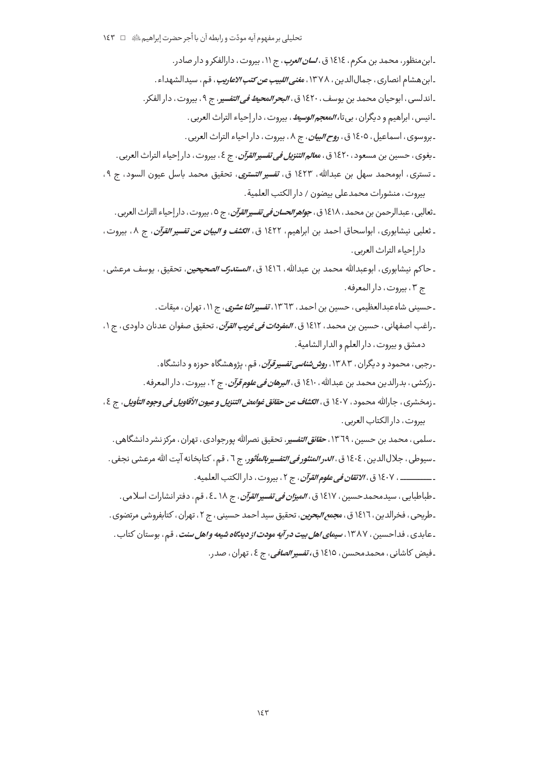- ابن‌منظور، محمد بن مکرم، ۱٤۱٤ ق، *لسان العرب*، ج ۱۱، بیروت، دارالفکر و دار صادر.

- ابن‌هشام انصاری، جمال‌الدین، ۱۳۷۸، *مغنی اللبیب عن کتب الاعاریب*، قم، سیدالشهداء.

- اندلسی، ابوحیان محمد بن یوسف، ۱٤۲۰ ق، *البحر المحیط فی التفسیر*، ج ۹، بیروت، دار الفکر.

- انیس، ابراهیم و دیگران، بی‌تا، *المعجم الوسیط*، بیروت، دار إحیاء التراث العربی.

- بروسوی، اسماعیل، ۱٤۰٥ ق، *روح البیان*، ج ۸، بیروت، دار احیاء التراث العربی.

- بغوی، حسین بن مسعود، ۱٤۲۰ ق، *معالم التنزیل فی تفسیر القرآن*، ج ٤، بیروت، دار إحیاء التراث العربی.

- تستری، ابومحمد سهل بن عبدالله، ۱٤۲۳ ق، *تفسیر التستری*، تحقیق محمد باسل عیون السود، ج ۹، بیروت، منشورات محمدعلی بیضون / دار الکتب العلمیة.

- ثعالبی، عبدالرحمن بن محمد، ۱٤۱۸ ق، *جواهر الحسان فی تفسیر القرآن*، ج ٥، بیروت، دار إحیاء التراث العربی.

- ثعلبی نیشابوری، ابواسحاق احمد بن ابراهیم، ۱٤۲۲ ق، *الکشف و البیان عن تفسیر القرآن*، ج ۸، بیروت، دار إحیاء التراث العربی.

- حاکم نیشابوری، ابوعبدالله محمد بن عبدالله، ۱٤۱٦ ق، *المستدرک الصحیحین*، تحقیق، یوسف مرعشی، ج ۳، بیروت، دار المعرفه.

- حسینی شاه‌عبدالعظیمی، حسین بن احمد، ۱۳٦۳، *تفسیر اثنا عشری*، ج ۱۱، تهران، میقات.

- راغب اصفهانی، حسین بن محمد، ۱٤۱۲ ق، *المفردات فی غریب القرآن*، تحقیق صفوان عدنان داودی، ج ۱، دمشق و بیروت، دار العلم و الدار الشامیة.

- رجبی، محمود و دیگران، ۱۳۸۳، *روش‌شناسی تفسیر قرآن*، قم، پژوهشگاه حوزه و دانشگاه.

- زرکشی، بدرالدین محمد بن عبدالله، ۱٤۱۰ ق، *البرهان فی علوم قرآن*، ج ۲، بیروت، دار المعرفه.

- زمخشری، جارالله محمود، ۱٤۰۷ ق، *الکشاف عن حقائق غوامض التنزیل و عیون الأقاویل فی وجوه التأویل*، ج ٤، بیروت، دار الکتاب العربی.

- سلمی، محمد بن حسین، ۱۳٦۹، *حقائق التفسیر*، تحقیق نصرالله پورجوادی، تهران، مرکز نشر دانشگاهی.

- سیوطی، جلال‌الدین، ۱٤۰٤ ق، *الدر المنثور فی التفسیر بالمأثور*، ج ٦، قم، کتابخانه آیت الله مرعشی نجفی.

- ـــــــــــ، ۱٤۰۷ ق، *الاتقان فی علوم القرآن*، ج ۲، بیروت، دار الکتب العلمیه.

- طباطبایی، سیدمحمدحسین، ۱٤۱۷ ق، *المیزان فی تفسیر القرآن*، ج ۱۸ ـ ٤، قم، دفتر انشارات اسلامی.

- طریحی، فخرالدین، ۱٤۱٦ ق، *مجمع البحرین*، تحقیق سید احمد حسینی، ج ۲، تهران، کتابفروشی مرتضوی.

- عابدی، فداحسین، ۱۳۸۷، *سیمای اهل بیت در آیه مودت از دیدگاه شیعه و اهل سنت*، قم، بوستان کتاب.

- فیض کاشانی، محمدمحسن، ۱٤۱٥ ق، *تفسیر الصافی*، ج ٤، تهران، صدر.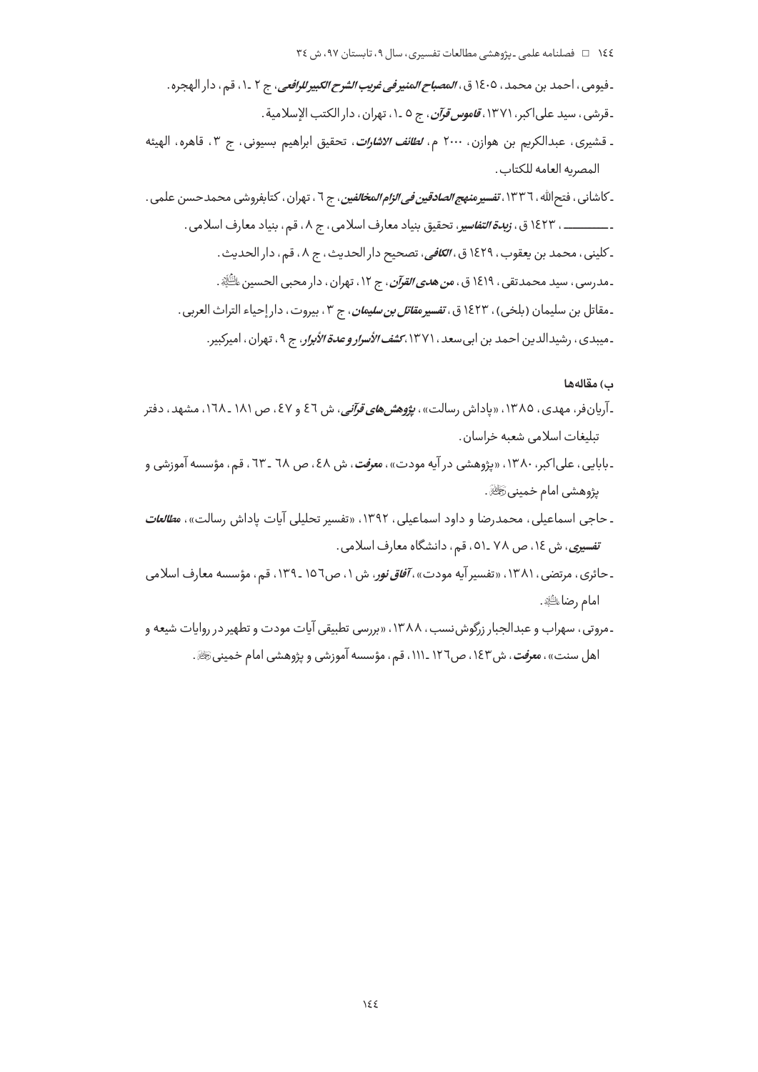- فیومی، احمد بن محمد، ۱۴۰۵ ق، *المصباح المنیر فی غریب الشرح الکبیر للرافعی*، ج ۲ ـ ۱، قم، دار الهجره.
- قرشی، سید علی‌اکبر، ۱۳۷۱، *قاموس قرآن*، ج ۵ ـ ۱، تهران، دار الکتب الإسلامیة.
- قشیری، عبدالکریم بن هوازن، ۲۰۰۰ م، *لطائف الاشارات*، تحقیق ابراهیم بسیونی، ج ۳، قاهره، الهیئه المصریه العامه للکتاب.
- کاشانی، فتح‌الله، ۱۳۳۶، *تفسیر منهج الصادقین فی الزام المخالفین*، ج ۶، تهران، کتابفروشی محمدحسن علمی.
- ــــــــــ، ۱۴۲۳ ق، *زبدة التفاسیر*، تحقیق بنیاد معارف اسلامی، ج ۸، قم، بنیاد معارف اسلامی.
- کلینی، محمد بن یعقوب، ۱۴۲۹ ق، *الکافی*، تصحیح دار الحدیث، ج ۸، قم، دار الحدیث.
- مدرسی، سید محمدتقی، ۱۴۱۹ ق، *من هدی القرآن*، ج ۱۲، تهران، دار محبی الحسین علیه‌السلام.
- مقاتل بن سلیمان (بلخی)، ۱۴۲۳ ق، *تفسیر مقاتل بن سلیمان*، ج ۳، بیروت، دار إحیاء التراث العربی.
- میبدی، رشیدالدین احمد بن ابی‌سعد، ۱۳۷۱، *کشف الأسرار و عدة الأبرار*، ج ۹، تهران، امیرکبیر.

**ب) مقاله‌ها**

- آریان‌فر، مهدی، ۱۳۸۵، «پاداش رسالت»، *پژوهش‌های قرآنی*، ش ۴۶ و ۴۷، ص ۱۸۱ ـ ۱۶۸، مشهد، دفتر تبلیغات اسلامی شعبه خراسان.
- بابایی، علی‌اکبر، ۱۳۸۰، «پژوهشی در آیه مودت»، *معرفت*، ش ۴۸، ص ۶۸ ـ ۶۳، قم، مؤسسه آموزشی و پژوهشی امام خمینی رحمه‌الله.
- حاجی اسماعیلی، محمدرضا و داود اسماعیلی، ۱۳۹۲، «تفسیر تحلیلی آیات پاداش رسالت»، *مطالعات تفسیری*، ش ۱۴، ص ۷۸ ـ ۵۱، قم، دانشگاه معارف اسلامی.
- حائری، مرتضی، ۱۳۸۱، «تفسیر آیه مودت»، *آفاق نور*، ش ۱، ص ۱۵۶ ـ ۱۳۹، قم، مؤسسه معارف اسلامی امام رضا علیه‌السلام.
- مروتی، سهراب و عبدالجبار زرگوش‌نسب، ۱۳۸۸، «بررسی تطبیقی آیات مودت و تطهیر در روایات شیعه و اهل سنت»، *معرفت*، ش ۱۴۳، ص ۱۲۶ ـ ۱۱۱، قم، مؤسسه آموزشی و پژوهشی امام خمینی رحمه‌الله.